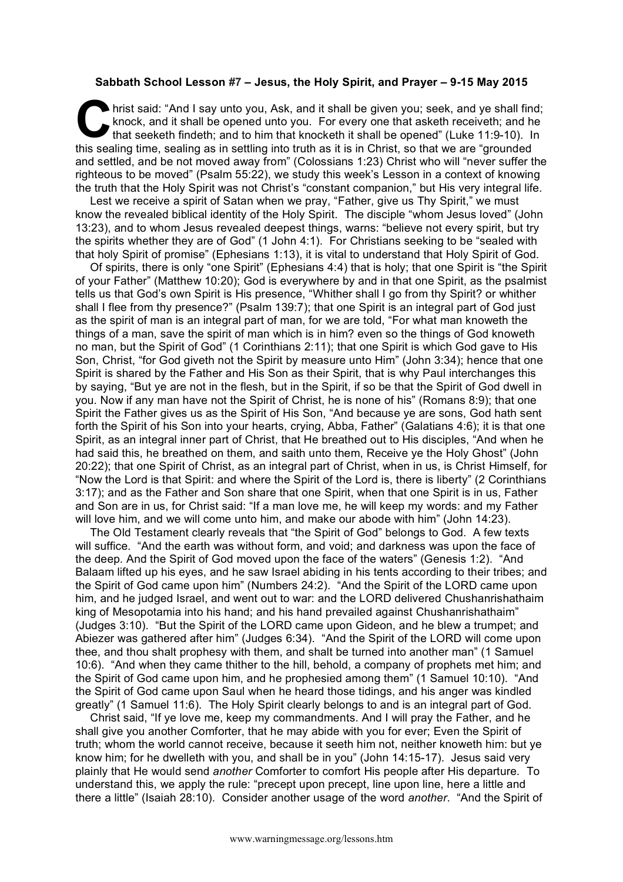**Sabbath School Lesson #7 – Jesus, the Holy Spirit, and Prayer – 9-15 May 2015**

Christ said: "And I say unto you, Ask, and it shall be given you; seek, and ye shall find; knock, and it shall be opened unto you. For every one that asketh receiveth; and he that seeketh findeth; and to him that knocketh it shall be opened" (Luke 11:9-10). In this sealing time, sealing as in settling into truth as it is in Christ, so that we are "grounded and settled, and be not moved away from" (Colossians 1:23) Christ who will "never suffer the righteous to be moved" (Psalm 55:22), we study this week's Lesson in a context of knowing the truth that the Holy Spirit was not Christ's "constant companion," but His very integral life.

Lest we receive a spirit of Satan when we pray, "Father, give us Thy Spirit," we must know the revealed biblical identity of the Holy Spirit. The disciple "whom Jesus loved" (John 13:23), and to whom Jesus revealed deepest things, warns: "believe not every spirit, but try the spirits whether they are of God" (1 John 4:1). For Christians seeking to be "sealed with that holy Spirit of promise" (Ephesians 1:13), it is vital to understand that Holy Spirit of God.

Of spirits, there is only "one Spirit" (Ephesians 4:4) that is holy; that one Spirit is "the Spirit of your Father" (Matthew 10:20); God is everywhere by and in that one Spirit, as the psalmist tells us that God's own Spirit is His presence, "Whither shall I go from thy Spirit? or whither shall I flee from thy presence?" (Psalm 139:7); that one Spirit is an integral part of God just as the spirit of man is an integral part of man, for we are told, "For what man knoweth the things of a man, save the spirit of man which is in him? even so the things of God knoweth no man, but the Spirit of God" (1 Corinthians 2:11); that one Spirit is which God gave to His Son, Christ, "for God giveth not the Spirit by measure unto Him" (John 3:34); hence that one Spirit is shared by the Father and His Son as their Spirit, that is why Paul interchanges this by saying, "But ye are not in the flesh, but in the Spirit, if so be that the Spirit of God dwell in you. Now if any man have not the Spirit of Christ, he is none of his" (Romans 8:9); that one Spirit the Father gives us as the Spirit of His Son, "And because ye are sons, God hath sent forth the Spirit of his Son into your hearts, crying, Abba, Father" (Galatians 4:6); it is that one Spirit, as an integral inner part of Christ, that He breathed out to His disciples, "And when he had said this, he breathed on them, and saith unto them, Receive ye the Holy Ghost" (John 20:22); that one Spirit of Christ, as an integral part of Christ, when in us, is Christ Himself, for "Now the Lord is that Spirit: and where the Spirit of the Lord is, there is liberty" (2 Corinthians 3:17); and as the Father and Son share that one Spirit, when that one Spirit is in us, Father and Son are in us, for Christ said: "If a man love me, he will keep my words: and my Father will love him, and we will come unto him, and make our abode with him" (John 14:23).

The Old Testament clearly reveals that "the Spirit of God" belongs to God. A few texts will suffice. "And the earth was without form, and void; and darkness was upon the face of the deep. And the Spirit of God moved upon the face of the waters" (Genesis 1:2). "And Balaam lifted up his eyes, and he saw Israel abiding in his tents according to their tribes; and the Spirit of God came upon him" (Numbers 24:2). "And the Spirit of the LORD came upon him, and he judged Israel, and went out to war: and the LORD delivered Chushanrishathaim king of Mesopotamia into his hand; and his hand prevailed against Chushanrishathaim" (Judges 3:10). "But the Spirit of the LORD came upon Gideon, and he blew a trumpet; and Abiezer was gathered after him" (Judges 6:34). "And the Spirit of the LORD will come upon thee, and thou shalt prophesy with them, and shalt be turned into another man" (1 Samuel 10:6). "And when they came thither to the hill, behold, a company of prophets met him; and the Spirit of God came upon him, and he prophesied among them" (1 Samuel 10:10). "And the Spirit of God came upon Saul when he heard those tidings, and his anger was kindled greatly" (1 Samuel 11:6). The Holy Spirit clearly belongs to and is an integral part of God.

Christ said, "If ye love me, keep my commandments. And I will pray the Father, and he shall give you another Comforter, that he may abide with you for ever; Even the Spirit of truth; whom the world cannot receive, because it seeth him not, neither knoweth him: but ye know him; for he dwelleth with you, and shall be in you" (John 14:15-17). Jesus said very plainly that He would send *another* Comforter to comfort His people after His departure. To understand this, we apply the rule: "precept upon precept, line upon line, here a little and there a little" (Isaiah 28:10). Consider another usage of the word *another*. "And the Spirit of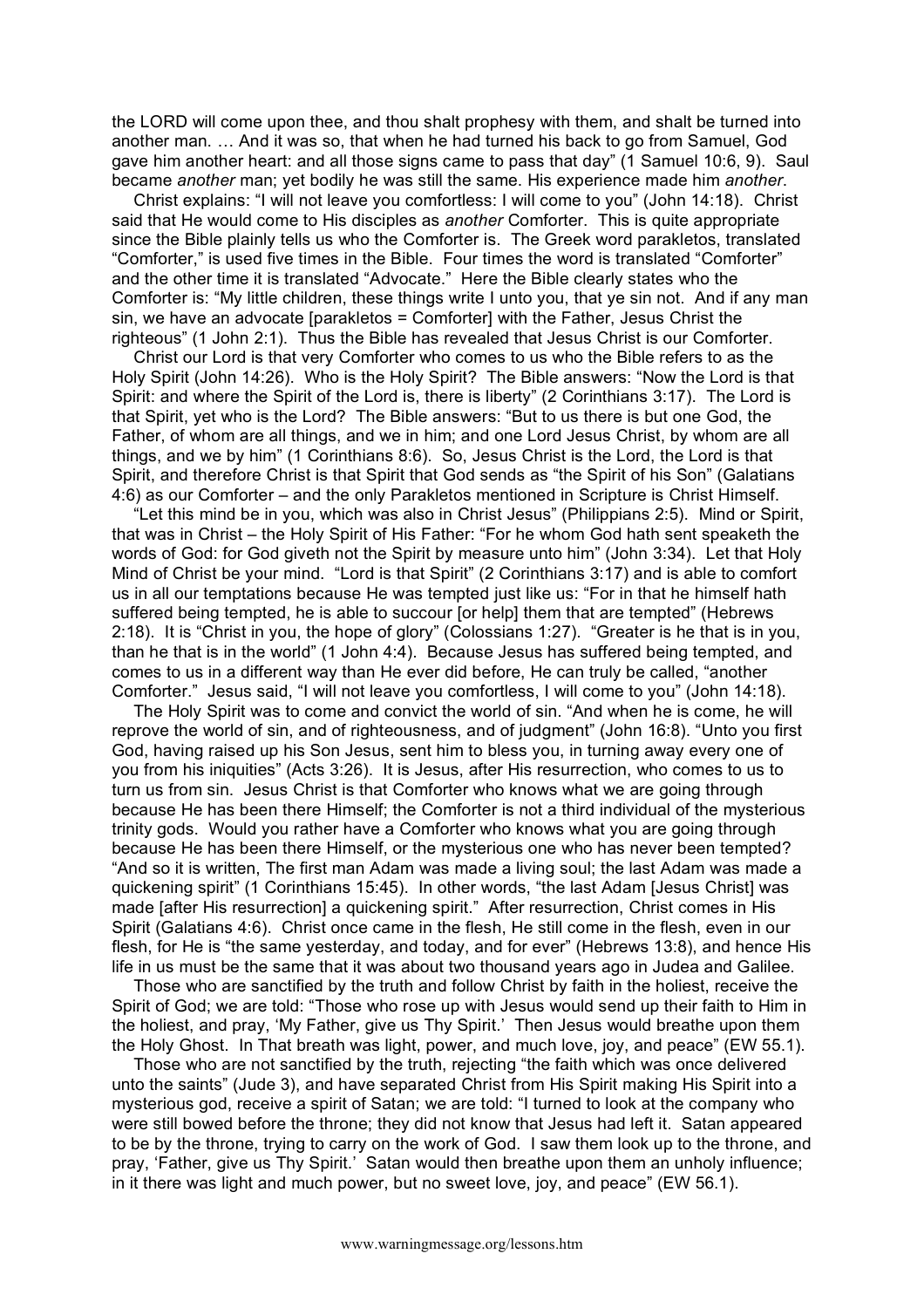the LORD will come upon thee, and thou shalt prophesy with them, and shalt be turned into another man. … And it was so, that when he had turned his back to go from Samuel, God gave him another heart: and all those signs came to pass that day" (1 Samuel 10:6, 9). Saul became *another* man; yet bodily he was still the same. His experience made him *another*.

Christ explains: "I will not leave you comfortless: I will come to you" (John 14:18). Christ said that He would come to His disciples as *another* Comforter. This is quite appropriate since the Bible plainly tells us who the Comforter is. The Greek word parakletos, translated "Comforter," is used five times in the Bible. Four times the word is translated "Comforter" and the other time it is translated "Advocate." Here the Bible clearly states who the Comforter is: "My little children, these things write I unto you, that ye sin not. And if any man sin, we have an advocate [parakletos = Comforter] with the Father, Jesus Christ the righteous" (1 John 2:1). Thus the Bible has revealed that Jesus Christ is our Comforter.

Christ our Lord is that very Comforter who comes to us who the Bible refers to as the Holy Spirit (John 14:26). Who is the Holy Spirit? The Bible answers: "Now the Lord is that Spirit: and where the Spirit of the Lord is, there is liberty" (2 Corinthians 3:17). The Lord is that Spirit, yet who is the Lord? The Bible answers: "But to us there is but one God, the Father, of whom are all things, and we in him; and one Lord Jesus Christ, by whom are all things, and we by him" (1 Corinthians 8:6). So, Jesus Christ is the Lord, the Lord is that Spirit, and therefore Christ is that Spirit that God sends as "the Spirit of his Son" (Galatians 4:6) as our Comforter – and the only Parakletos mentioned in Scripture is Christ Himself.

"Let this mind be in you, which was also in Christ Jesus" (Philippians 2:5). Mind or Spirit, that was in Christ – the Holy Spirit of His Father: "For he whom God hath sent speaketh the words of God: for God giveth not the Spirit by measure unto him" (John 3:34). Let that Holy Mind of Christ be your mind. "Lord is that Spirit" (2 Corinthians 3:17) and is able to comfort us in all our temptations because He was tempted just like us: "For in that he himself hath suffered being tempted, he is able to succour [or help] them that are tempted" (Hebrews 2:18). It is "Christ in you, the hope of glory" (Colossians 1:27). "Greater is he that is in you, than he that is in the world" (1 John 4:4). Because Jesus has suffered being tempted, and comes to us in a different way than He ever did before, He can truly be called, "another Comforter." Jesus said, "I will not leave you comfortless, I will come to you" (John 14:18).

The Holy Spirit was to come and convict the world of sin. "And when he is come, he will reprove the world of sin, and of righteousness, and of judgment" (John 16:8). "Unto you first God, having raised up his Son Jesus, sent him to bless you, in turning away every one of you from his iniquities" (Acts 3:26). It is Jesus, after His resurrection, who comes to us to turn us from sin. Jesus Christ is that Comforter who knows what we are going through because He has been there Himself; the Comforter is not a third individual of the mysterious trinity gods. Would you rather have a Comforter who knows what you are going through because He has been there Himself, or the mysterious one who has never been tempted? "And so it is written, The first man Adam was made a living soul; the last Adam was made a quickening spirit" (1 Corinthians 15:45). In other words, "the last Adam [Jesus Christ] was made [after His resurrection] a quickening spirit." After resurrection, Christ comes in His Spirit (Galatians 4:6). Christ once came in the flesh, He still come in the flesh, even in our flesh, for He is "the same yesterday, and today, and for ever" (Hebrews 13:8), and hence His life in us must be the same that it was about two thousand years ago in Judea and Galilee.

Those who are sanctified by the truth and follow Christ by faith in the holiest, receive the Spirit of God; we are told: "Those who rose up with Jesus would send up their faith to Him in the holiest, and pray, 'My Father, give us Thy Spirit.' Then Jesus would breathe upon them the Holy Ghost. In That breath was light, power, and much love, joy, and peace" (EW 55.1).

Those who are not sanctified by the truth, rejecting "the faith which was once delivered unto the saints" (Jude 3), and have separated Christ from His Spirit making His Spirit into a mysterious god, receive a spirit of Satan; we are told: "I turned to look at the company who were still bowed before the throne; they did not know that Jesus had left it. Satan appeared to be by the throne, trying to carry on the work of God. I saw them look up to the throne, and pray, 'Father, give us Thy Spirit.' Satan would then breathe upon them an unholy influence; in it there was light and much power, but no sweet love, joy, and peace" (EW 56.1).

www.warningmessage.org/lessons.htm